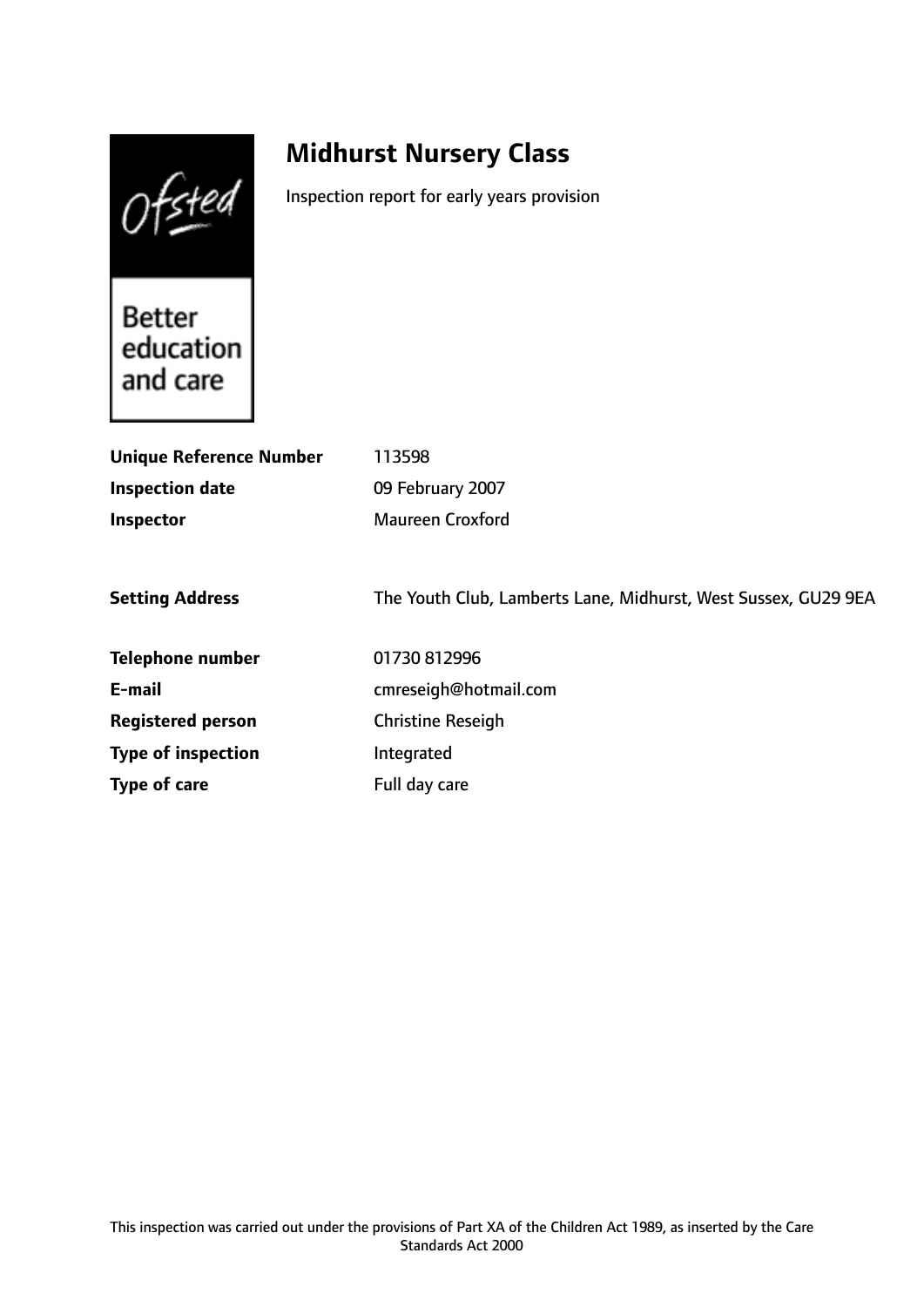Ofsted

Better education and care

# Midhurst Nursery Class

Inspection report for early years provision

| | |
|---|---|
| **Unique Reference Number** | 113598 |
| **Inspection date** | 09 February 2007 |
| **Inspector** | Maureen Croxford |
| | |
| **Setting Address** | The Youth Club, Lamberts Lane, Midhurst, West Sussex, GU29 9EA |
| | |
| **Telephone number** | 01730 812996 |
| **E-mail** | cmreseigh@hotmail.com |
| **Registered person** | Christine Reseigh |
| **Type of inspection** | Integrated |
| **Type of care** | Full day care |

This inspection was carried out under the provisions of Part XA of the Children Act 1989, as inserted by the Care Standards Act 2000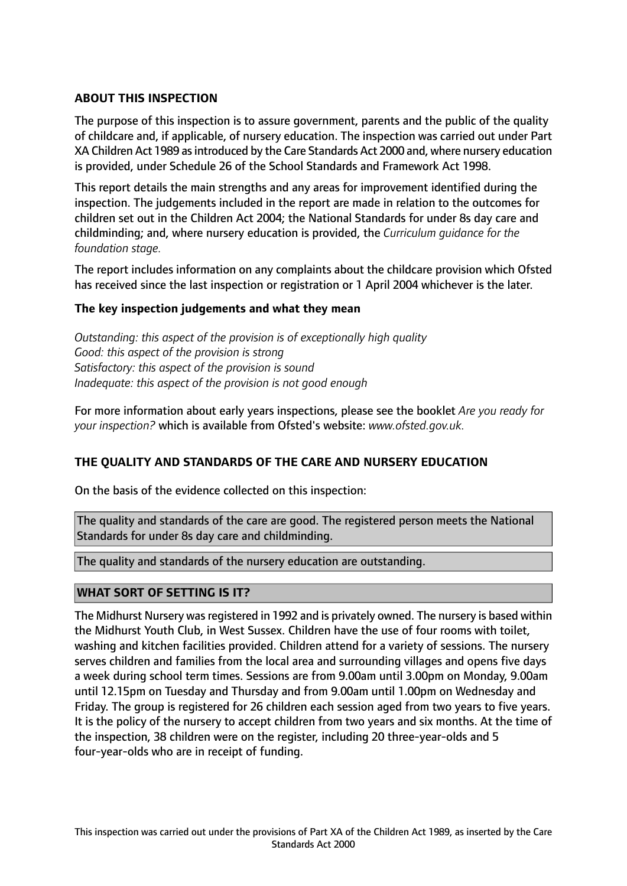## ABOUT THIS INSPECTION

The purpose of this inspection is to assure government, parents and the public of the quality of childcare and, if applicable, of nursery education. The inspection was carried out under Part XA Children Act 1989 as introduced by the Care Standards Act 2000 and, where nursery education is provided, under Schedule 26 of the School Standards and Framework Act 1998.

This report details the main strengths and any areas for improvement identified during the inspection. The judgements included in the report are made in relation to the outcomes for children set out in the Children Act 2004; the National Standards for under 8s day care and childminding; and, where nursery education is provided, the *Curriculum guidance for the foundation stage.*

The report includes information on any complaints about the childcare provision which Ofsted has received since the last inspection or registration or 1 April 2004 whichever is the later.

### The key inspection judgements and what they mean

*Outstanding: this aspect of the provision is of exceptionally high quality*
*Good: this aspect of the provision is strong*
*Satisfactory: this aspect of the provision is sound*
*Inadequate: this aspect of the provision is not good enough*

For more information about early years inspections, please see the booklet *Are you ready for your inspection?* which is available from Ofsted's website: *www.ofsted.gov.uk.*

## THE QUALITY AND STANDARDS OF THE CARE AND NURSERY EDUCATION

On the basis of the evidence collected on this inspection:

The quality and standards of the care are good. The registered person meets the National Standards for under 8s day care and childminding.

The quality and standards of the nursery education are outstanding.

## WHAT SORT OF SETTING IS IT?

The Midhurst Nursery was registered in 1992 and is privately owned. The nursery is based within the Midhurst Youth Club, in West Sussex. Children have the use of four rooms with toilet, washing and kitchen facilities provided. Children attend for a variety of sessions. The nursery serves children and families from the local area and surrounding villages and opens five days a week during school term times. Sessions are from 9.00am until 3.00pm on Monday, 9.00am until 12.15pm on Tuesday and Thursday and from 9.00am until 1.00pm on Wednesday and Friday. The group is registered for 26 children each session aged from two years to five years. It is the policy of the nursery to accept children from two years and six months. At the time of the inspection, 38 children were on the register, including 20 three-year-olds and 5 four-year-olds who are in receipt of funding.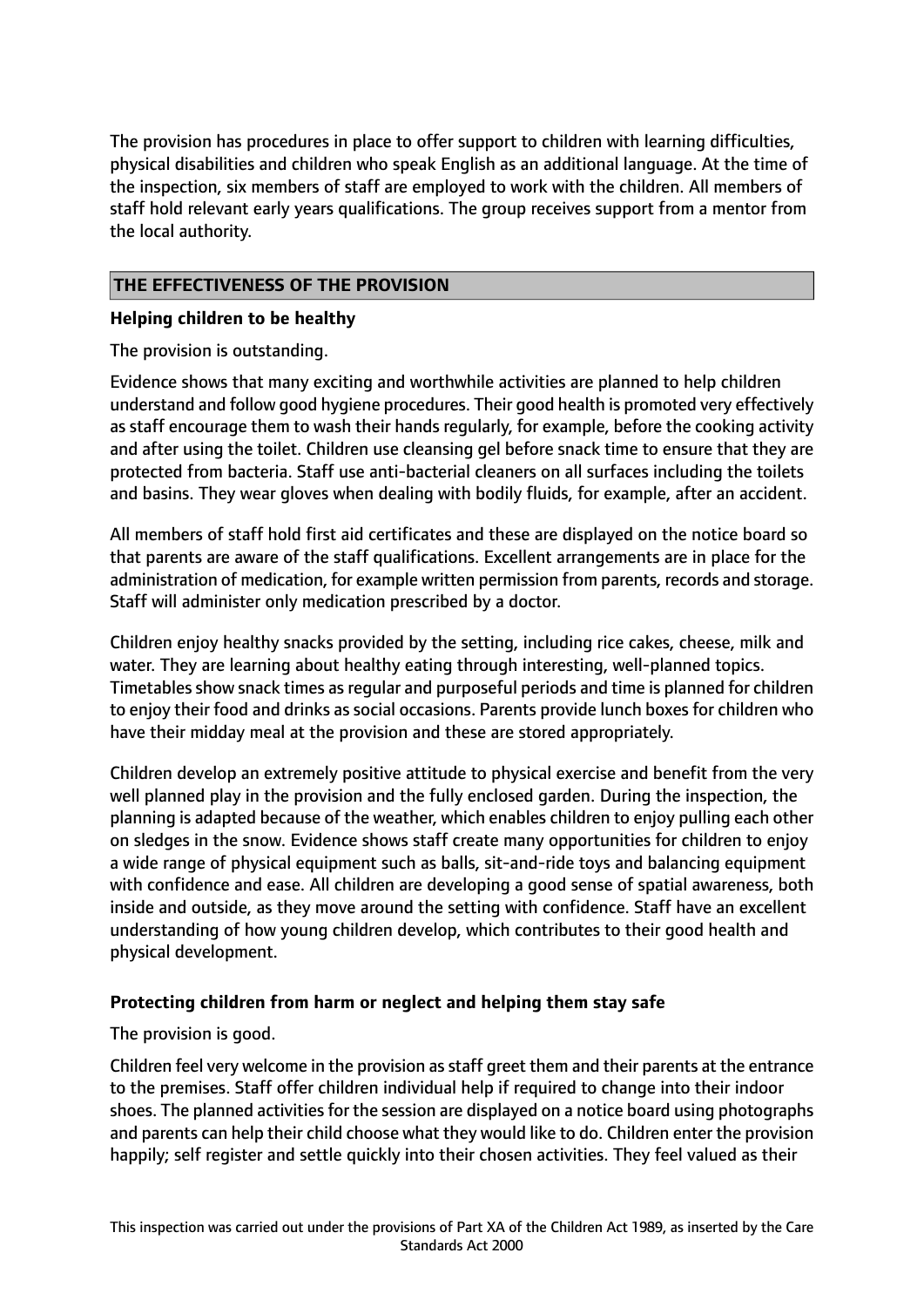The provision has procedures in place to offer support to children with learning difficulties, physical disabilities and children who speak English as an additional language. At the time of the inspection, six members of staff are employed to work with the children. All members of staff hold relevant early years qualifications. The group receives support from a mentor from the local authority.

## THE EFFECTIVENESS OF THE PROVISION

### Helping children to be healthy

The provision is outstanding.

Evidence shows that many exciting and worthwhile activities are planned to help children understand and follow good hygiene procedures. Their good health is promoted very effectively as staff encourage them to wash their hands regularly, for example, before the cooking activity and after using the toilet. Children use cleansing gel before snack time to ensure that they are protected from bacteria. Staff use anti-bacterial cleaners on all surfaces including the toilets and basins. They wear gloves when dealing with bodily fluids, for example, after an accident.

All members of staff hold first aid certificates and these are displayed on the notice board so that parents are aware of the staff qualifications. Excellent arrangements are in place for the administration of medication, for example written permission from parents, records and storage. Staff will administer only medication prescribed by a doctor.

Children enjoy healthy snacks provided by the setting, including rice cakes, cheese, milk and water. They are learning about healthy eating through interesting, well-planned topics. Timetables show snack times as regular and purposeful periods and time is planned for children to enjoy their food and drinks as social occasions. Parents provide lunch boxes for children who have their midday meal at the provision and these are stored appropriately.

Children develop an extremely positive attitude to physical exercise and benefit from the very well planned play in the provision and the fully enclosed garden. During the inspection, the planning is adapted because of the weather, which enables children to enjoy pulling each other on sledges in the snow. Evidence shows staff create many opportunities for children to enjoy a wide range of physical equipment such as balls, sit-and-ride toys and balancing equipment with confidence and ease. All children are developing a good sense of spatial awareness, both inside and outside, as they move around the setting with confidence. Staff have an excellent understanding of how young children develop, which contributes to their good health and physical development.

### Protecting children from harm or neglect and helping them stay safe

The provision is good.

Children feel very welcome in the provision as staff greet them and their parents at the entrance to the premises. Staff offer children individual help if required to change into their indoor shoes. The planned activities for the session are displayed on a notice board using photographs and parents can help their child choose what they would like to do. Children enter the provision happily; self register and settle quickly into their chosen activities. They feel valued as their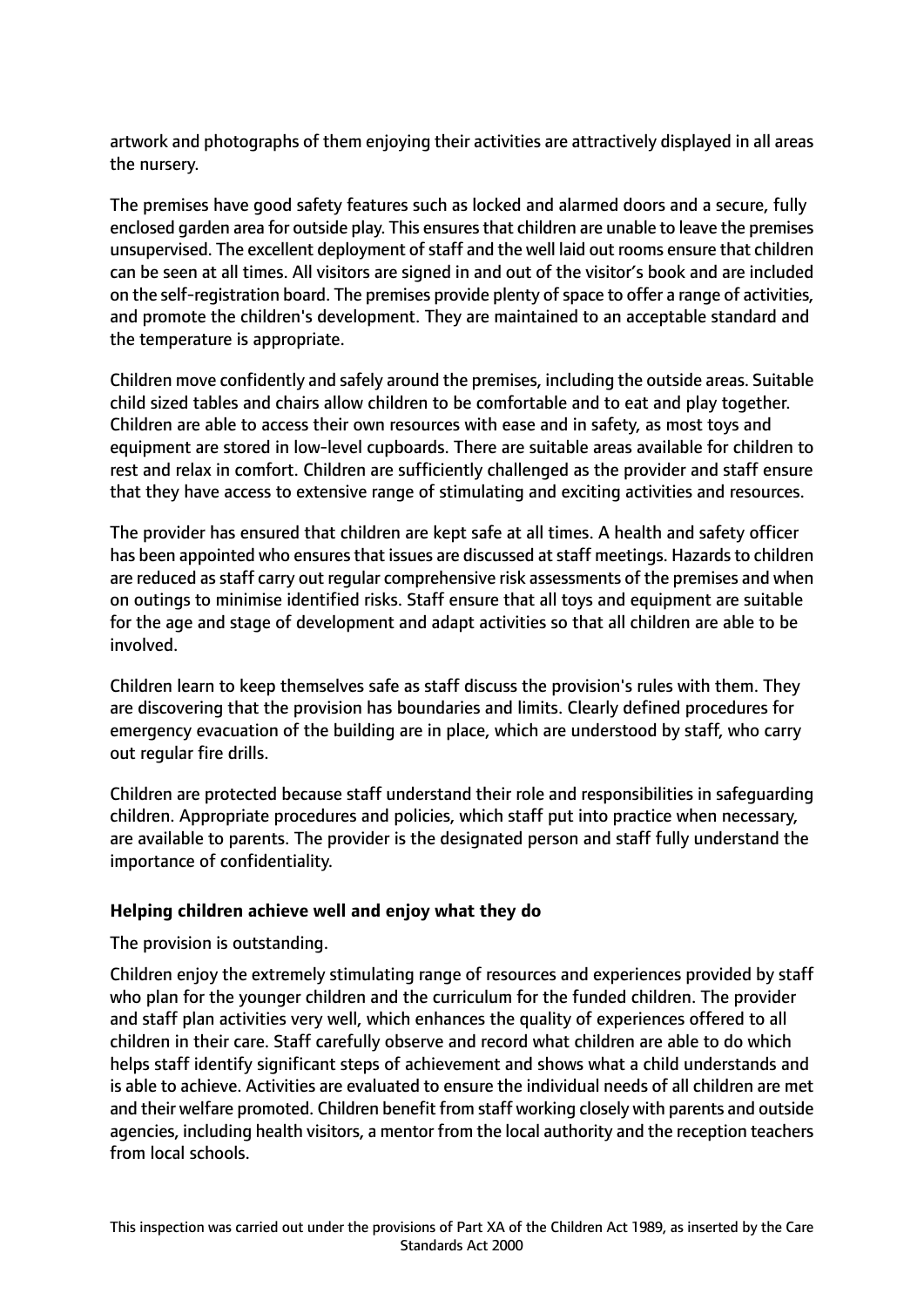artwork and photographs of them enjoying their activities are attractively displayed in all areas the nursery.

The premises have good safety features such as locked and alarmed doors and a secure, fully enclosed garden area for outside play. This ensures that children are unable to leave the premises unsupervised. The excellent deployment of staff and the well laid out rooms ensure that children can be seen at all times. All visitors are signed in and out of the visitor's book and are included on the self-registration board. The premises provide plenty of space to offer a range of activities, and promote the children's development. They are maintained to an acceptable standard and the temperature is appropriate.

Children move confidently and safely around the premises, including the outside areas. Suitable child sized tables and chairs allow children to be comfortable and to eat and play together. Children are able to access their own resources with ease and in safety, as most toys and equipment are stored in low-level cupboards. There are suitable areas available for children to rest and relax in comfort. Children are sufficiently challenged as the provider and staff ensure that they have access to extensive range of stimulating and exciting activities and resources.

The provider has ensured that children are kept safe at all times. A health and safety officer has been appointed who ensures that issues are discussed at staff meetings. Hazards to children are reduced as staff carry out regular comprehensive risk assessments of the premises and when on outings to minimise identified risks. Staff ensure that all toys and equipment are suitable for the age and stage of development and adapt activities so that all children are able to be involved.

Children learn to keep themselves safe as staff discuss the provision's rules with them. They are discovering that the provision has boundaries and limits. Clearly defined procedures for emergency evacuation of the building are in place, which are understood by staff, who carry out regular fire drills.

Children are protected because staff understand their role and responsibilities in safeguarding children. Appropriate procedures and policies, which staff put into practice when necessary, are available to parents. The provider is the designated person and staff fully understand the importance of confidentiality.

### Helping children achieve well and enjoy what they do

The provision is outstanding.

Children enjoy the extremely stimulating range of resources and experiences provided by staff who plan for the younger children and the curriculum for the funded children. The provider and staff plan activities very well, which enhances the quality of experiences offered to all children in their care. Staff carefully observe and record what children are able to do which helps staff identify significant steps of achievement and shows what a child understands and is able to achieve. Activities are evaluated to ensure the individual needs of all children are met and their welfare promoted. Children benefit from staff working closely with parents and outside agencies, including health visitors, a mentor from the local authority and the reception teachers from local schools.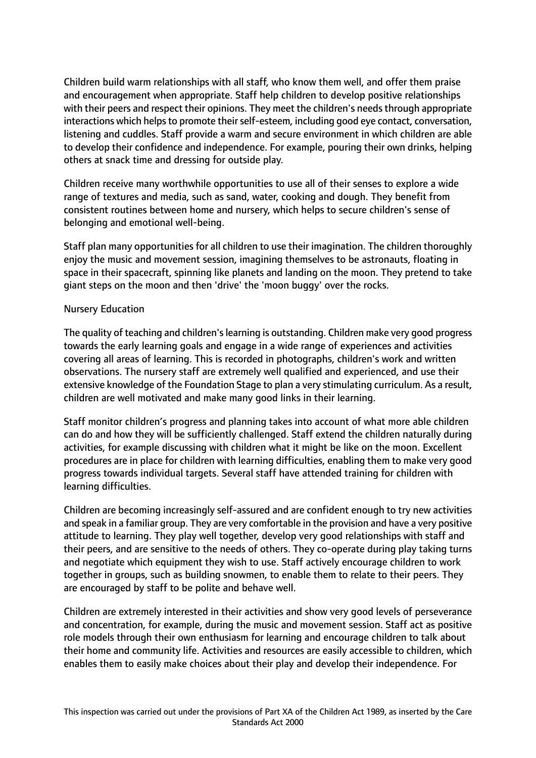Children build warm relationships with all staff, who know them well, and offer them praise and encouragement when appropriate. Staff help children to develop positive relationships with their peers and respect their opinions. They meet the children's needs through appropriate interactions which helps to promote their self-esteem, including good eye contact, conversation, listening and cuddles. Staff provide a warm and secure environment in which children are able to develop their confidence and independence. For example, pouring their own drinks, helping others at snack time and dressing for outside play.

Children receive many worthwhile opportunities to use all of their senses to explore a wide range of textures and media, such as sand, water, cooking and dough. They benefit from consistent routines between home and nursery, which helps to secure children's sense of belonging and emotional well-being.

Staff plan many opportunities for all children to use their imagination. The children thoroughly enjoy the music and movement session, imagining themselves to be astronauts, floating in space in their spacecraft, spinning like planets and landing on the moon. They pretend to take giant steps on the moon and then 'drive' the 'moon buggy' over the rocks.

Nursery Education

The quality of teaching and children's learning is outstanding. Children make very good progress towards the early learning goals and engage in a wide range of experiences and activities covering all areas of learning. This is recorded in photographs, children's work and written observations. The nursery staff are extremely well qualified and experienced, and use their extensive knowledge of the Foundation Stage to plan a very stimulating curriculum. As a result, children are well motivated and make many good links in their learning.

Staff monitor children's progress and planning takes into account of what more able children can do and how they will be sufficiently challenged. Staff extend the children naturally during activities, for example discussing with children what it might be like on the moon. Excellent procedures are in place for children with learning difficulties, enabling them to make very good progress towards individual targets. Several staff have attended training for children with learning difficulties.

Children are becoming increasingly self-assured and are confident enough to try new activities and speak in a familiar group. They are very comfortable in the provision and have a very positive attitude to learning. They play well together, develop very good relationships with staff and their peers, and are sensitive to the needs of others. They co-operate during play taking turns and negotiate which equipment they wish to use. Staff actively encourage children to work together in groups, such as building snowmen, to enable them to relate to their peers. They are encouraged by staff to be polite and behave well.

Children are extremely interested in their activities and show very good levels of perseverance and concentration, for example, during the music and movement session. Staff act as positive role models through their own enthusiasm for learning and encourage children to talk about their home and community life. Activities and resources are easily accessible to children, which enables them to easily make choices about their play and develop their independence. For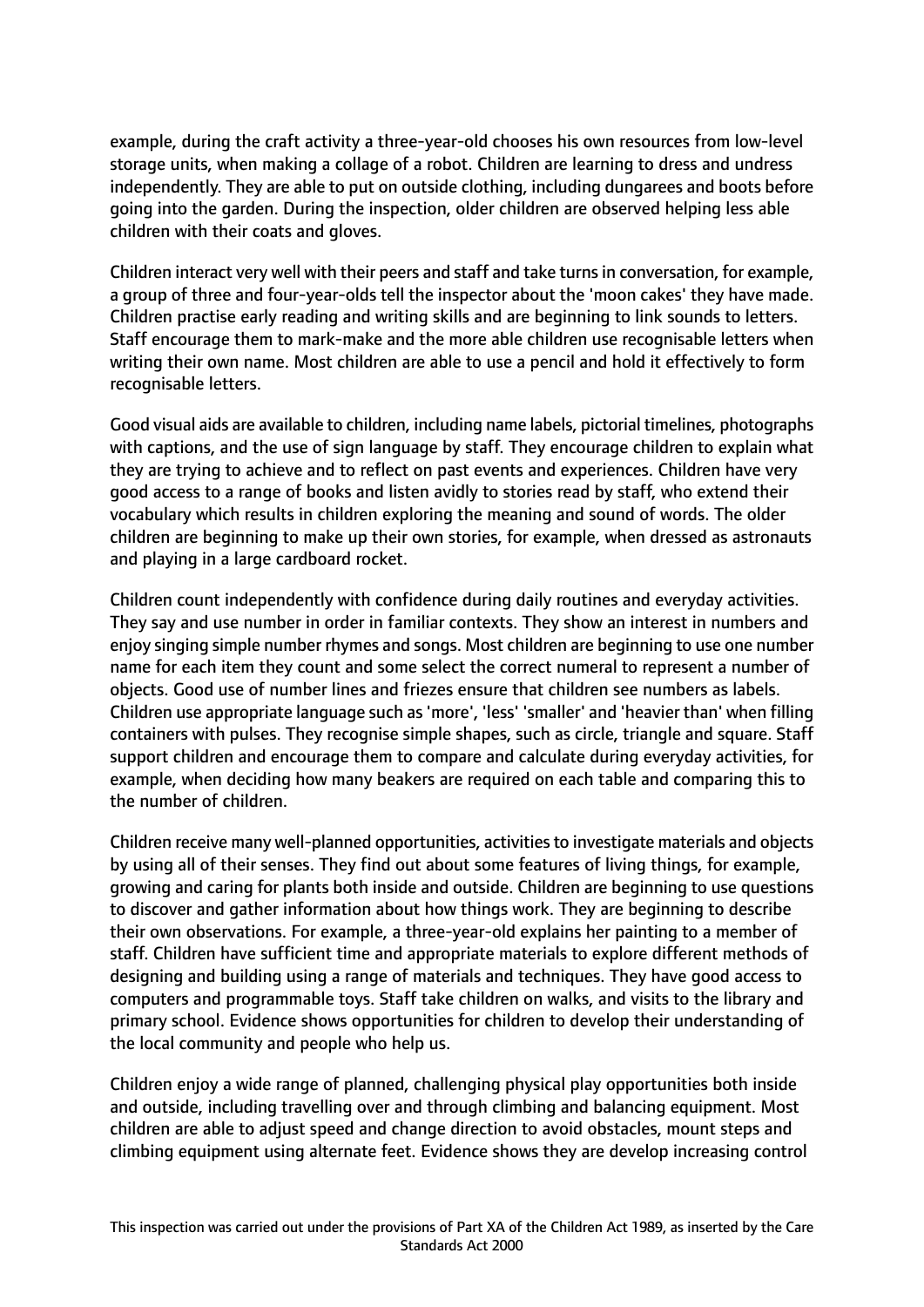example, during the craft activity a three-year-old chooses his own resources from low-level storage units, when making a collage of a robot. Children are learning to dress and undress independently. They are able to put on outside clothing, including dungarees and boots before going into the garden. During the inspection, older children are observed helping less able children with their coats and gloves.

Children interact very well with their peers and staff and take turns in conversation, for example, a group of three and four-year-olds tell the inspector about the 'moon cakes' they have made. Children practise early reading and writing skills and are beginning to link sounds to letters. Staff encourage them to mark-make and the more able children use recognisable letters when writing their own name. Most children are able to use a pencil and hold it effectively to form recognisable letters.

Good visual aids are available to children, including name labels, pictorial timelines, photographs with captions, and the use of sign language by staff. They encourage children to explain what they are trying to achieve and to reflect on past events and experiences. Children have very good access to a range of books and listen avidly to stories read by staff, who extend their vocabulary which results in children exploring the meaning and sound of words. The older children are beginning to make up their own stories, for example, when dressed as astronauts and playing in a large cardboard rocket.

Children count independently with confidence during daily routines and everyday activities. They say and use number in order in familiar contexts. They show an interest in numbers and enjoy singing simple number rhymes and songs. Most children are beginning to use one number name for each item they count and some select the correct numeral to represent a number of objects. Good use of number lines and friezes ensure that children see numbers as labels. Children use appropriate language such as 'more', 'less' 'smaller' and 'heavier than' when filling containers with pulses. They recognise simple shapes, such as circle, triangle and square. Staff support children and encourage them to compare and calculate during everyday activities, for example, when deciding how many beakers are required on each table and comparing this to the number of children.

Children receive many well-planned opportunities, activities to investigate materials and objects by using all of their senses. They find out about some features of living things, for example, growing and caring for plants both inside and outside. Children are beginning to use questions to discover and gather information about how things work. They are beginning to describe their own observations. For example, a three-year-old explains her painting to a member of staff. Children have sufficient time and appropriate materials to explore different methods of designing and building using a range of materials and techniques. They have good access to computers and programmable toys. Staff take children on walks, and visits to the library and primary school. Evidence shows opportunities for children to develop their understanding of the local community and people who help us.

Children enjoy a wide range of planned, challenging physical play opportunities both inside and outside, including travelling over and through climbing and balancing equipment. Most children are able to adjust speed and change direction to avoid obstacles, mount steps and climbing equipment using alternate feet. Evidence shows they are develop increasing control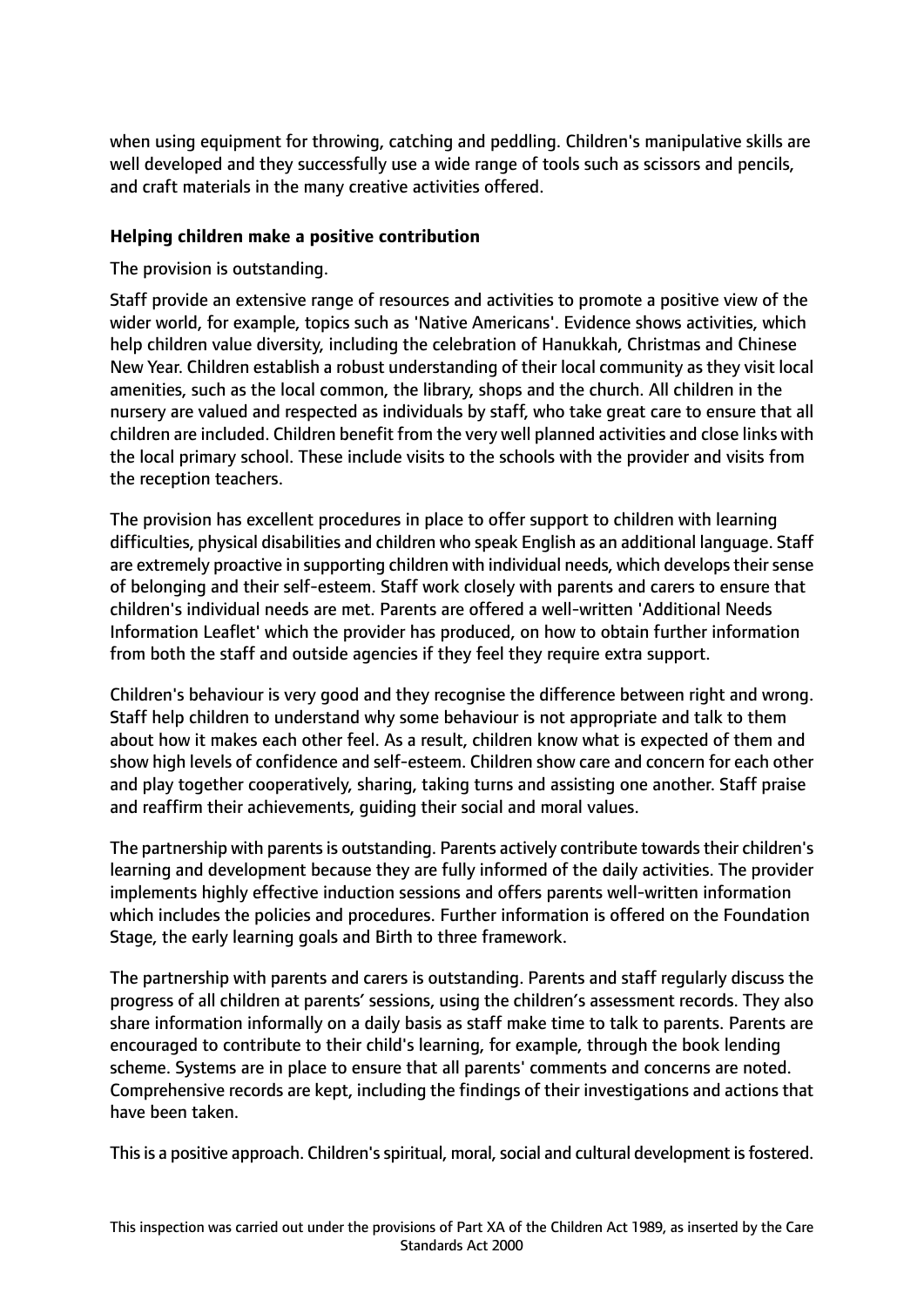when using equipment for throwing, catching and peddling. Children's manipulative skills are well developed and they successfully use a wide range of tools such as scissors and pencils, and craft materials in the many creative activities offered.

**Helping children make a positive contribution**

The provision is outstanding.

Staff provide an extensive range of resources and activities to promote a positive view of the wider world, for example, topics such as 'Native Americans'. Evidence shows activities, which help children value diversity, including the celebration of Hanukkah, Christmas and Chinese New Year. Children establish a robust understanding of their local community as they visit local amenities, such as the local common, the library, shops and the church. All children in the nursery are valued and respected as individuals by staff, who take great care to ensure that all children are included. Children benefit from the very well planned activities and close links with the local primary school. These include visits to the schools with the provider and visits from the reception teachers.

The provision has excellent procedures in place to offer support to children with learning difficulties, physical disabilities and children who speak English as an additional language. Staff are extremely proactive in supporting children with individual needs, which develops their sense of belonging and their self-esteem. Staff work closely with parents and carers to ensure that children's individual needs are met. Parents are offered a well-written 'Additional Needs Information Leaflet' which the provider has produced, on how to obtain further information from both the staff and outside agencies if they feel they require extra support.

Children's behaviour is very good and they recognise the difference between right and wrong. Staff help children to understand why some behaviour is not appropriate and talk to them about how it makes each other feel. As a result, children know what is expected of them and show high levels of confidence and self-esteem. Children show care and concern for each other and play together cooperatively, sharing, taking turns and assisting one another. Staff praise and reaffirm their achievements, guiding their social and moral values.

The partnership with parents is outstanding. Parents actively contribute towards their children's learning and development because they are fully informed of the daily activities. The provider implements highly effective induction sessions and offers parents well-written information which includes the policies and procedures. Further information is offered on the Foundation Stage, the early learning goals and Birth to three framework.

The partnership with parents and carers is outstanding. Parents and staff regularly discuss the progress of all children at parents' sessions, using the children's assessment records. They also share information informally on a daily basis as staff make time to talk to parents. Parents are encouraged to contribute to their child's learning, for example, through the book lending scheme. Systems are in place to ensure that all parents' comments and concerns are noted. Comprehensive records are kept, including the findings of their investigations and actions that have been taken.

This is a positive approach. Children's spiritual, moral, social and cultural development is fostered.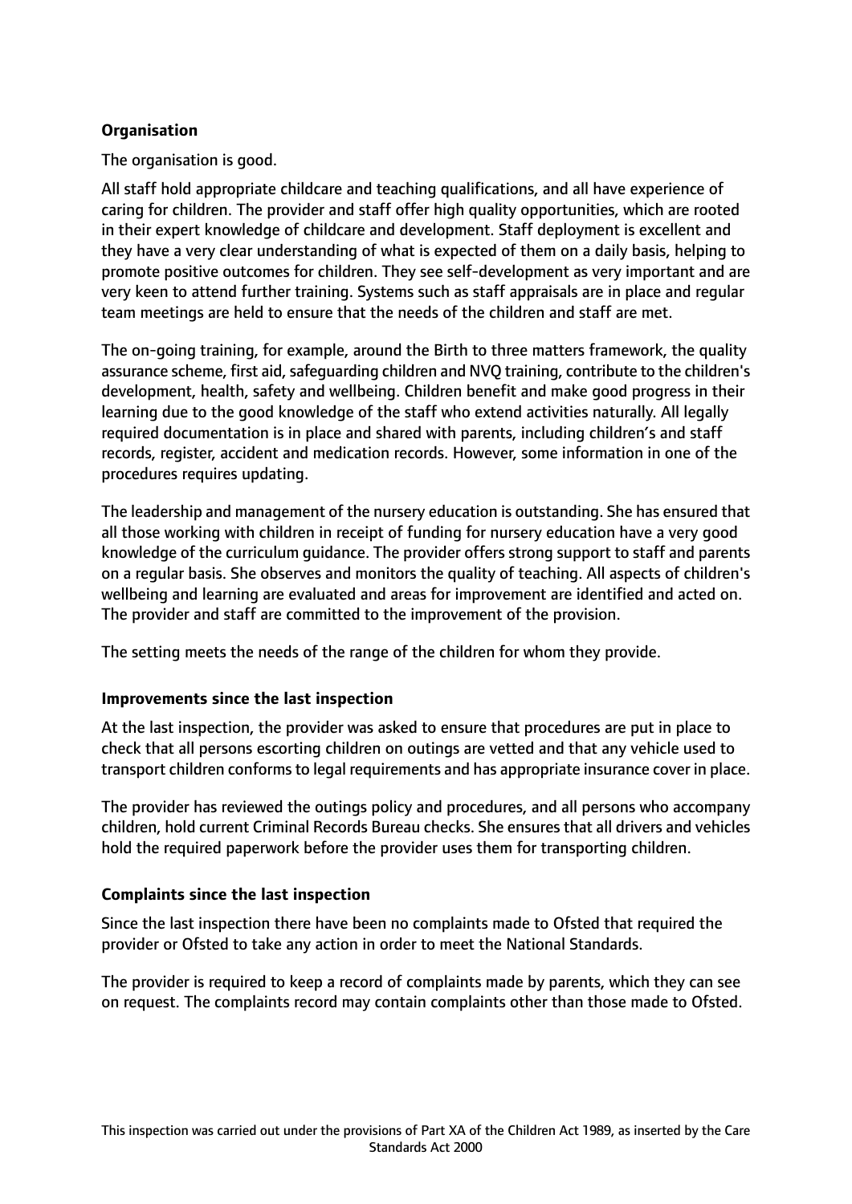### Organisation

The organisation is good.

All staff hold appropriate childcare and teaching qualifications, and all have experience of caring for children. The provider and staff offer high quality opportunities, which are rooted in their expert knowledge of childcare and development. Staff deployment is excellent and they have a very clear understanding of what is expected of them on a daily basis, helping to promote positive outcomes for children. They see self-development as very important and are very keen to attend further training. Systems such as staff appraisals are in place and regular team meetings are held to ensure that the needs of the children and staff are met.

The on-going training, for example, around the Birth to three matters framework, the quality assurance scheme, first aid, safeguarding children and NVQ training, contribute to the children's development, health, safety and wellbeing. Children benefit and make good progress in their learning due to the good knowledge of the staff who extend activities naturally. All legally required documentation is in place and shared with parents, including children's and staff records, register, accident and medication records. However, some information in one of the procedures requires updating.

The leadership and management of the nursery education is outstanding. She has ensured that all those working with children in receipt of funding for nursery education have a very good knowledge of the curriculum guidance. The provider offers strong support to staff and parents on a regular basis. She observes and monitors the quality of teaching. All aspects of children's wellbeing and learning are evaluated and areas for improvement are identified and acted on. The provider and staff are committed to the improvement of the provision.

The setting meets the needs of the range of the children for whom they provide.

### Improvements since the last inspection

At the last inspection, the provider was asked to ensure that procedures are put in place to check that all persons escorting children on outings are vetted and that any vehicle used to transport children conforms to legal requirements and has appropriate insurance cover in place.

The provider has reviewed the outings policy and procedures, and all persons who accompany children, hold current Criminal Records Bureau checks. She ensures that all drivers and vehicles hold the required paperwork before the provider uses them for transporting children.

### Complaints since the last inspection

Since the last inspection there have been no complaints made to Ofsted that required the provider or Ofsted to take any action in order to meet the National Standards.

The provider is required to keep a record of complaints made by parents, which they can see on request. The complaints record may contain complaints other than those made to Ofsted.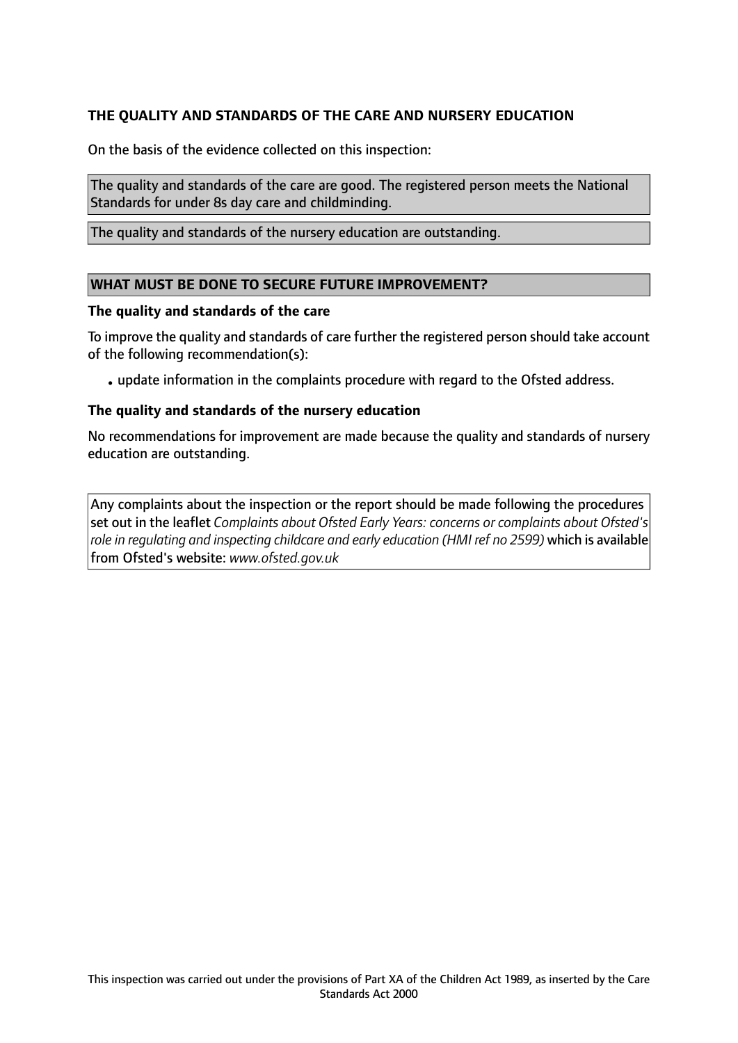## THE QUALITY AND STANDARDS OF THE CARE AND NURSERY EDUCATION

On the basis of the evidence collected on this inspection:

The quality and standards of the care are good. The registered person meets the National Standards for under 8s day care and childminding.

The quality and standards of the nursery education are outstanding.

## WHAT MUST BE DONE TO SECURE FUTURE IMPROVEMENT?

### The quality and standards of the care

To improve the quality and standards of care further the registered person should take account of the following recommendation(s):

- update information in the complaints procedure with regard to the Ofsted address.

### The quality and standards of the nursery education

No recommendations for improvement are made because the quality and standards of nursery education are outstanding.

Any complaints about the inspection or the report should be made following the procedures set out in the leaflet *Complaints about Ofsted Early Years: concerns or complaints about Ofsted's role in regulating and inspecting childcare and early education (HMI ref no 2599)* which is available from Ofsted's website: *www.ofsted.gov.uk*

This inspection was carried out under the provisions of Part XA of the Children Act 1989, as inserted by the Care Standards Act 2000